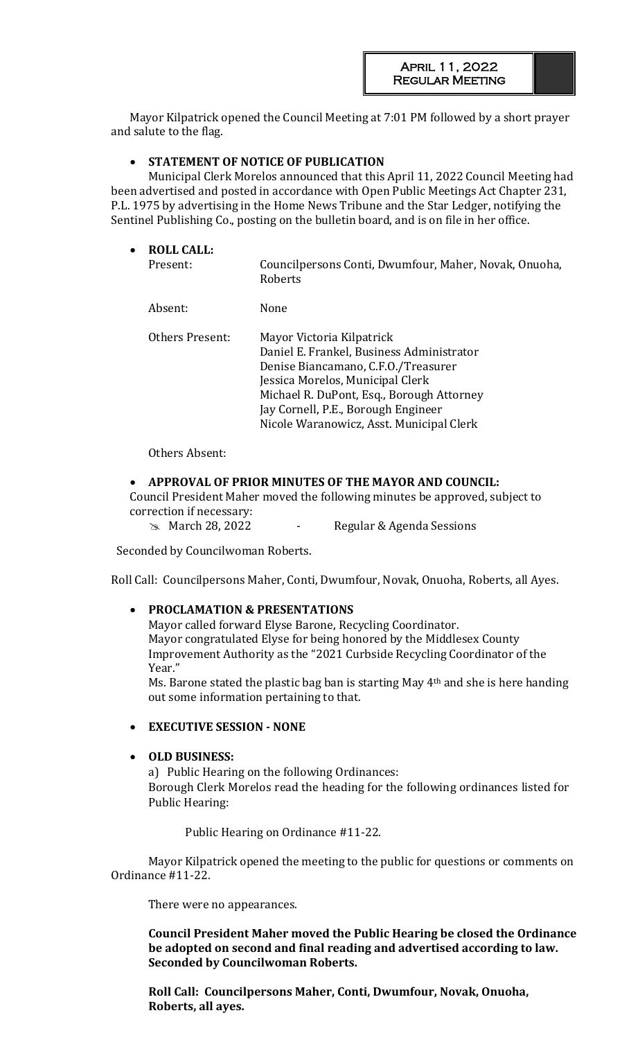**April 11, 2022**
**Regular Meeting**

Mayor Kilpatrick opened the Council Meeting at 7:01 PM followed by a short prayer and salute to the flag.

- **STATEMENT OF NOTICE OF PUBLICATION**

  Municipal Clerk Morelos announced that this April 11, 2022 Council Meeting had been advertised and posted in accordance with Open Public Meetings Act Chapter 231, P.L. 1975 by advertising in the Home News Tribune and the Star Ledger, notifying the Sentinel Publishing Co., posting on the bulletin board, and is on file in her office.

- **ROLL CALL:**

| | |
|---|---|
| Present: | Councilpersons Conti, Dwumfour, Maher, Novak, Onuoha, Roberts |
| Absent: | None |
| Others Present: | Mayor Victoria Kilpatrick<br>Daniel E. Frankel, Business Administrator<br>Denise Biancamano, C.F.O./Treasurer<br>Jessica Morelos, Municipal Clerk<br>Michael R. DuPont, Esq., Borough Attorney<br>Jay Cornell, P.E., Borough Engineer<br>Nicole Waranowicz, Asst. Municipal Clerk |

Others Absent:

- **APPROVAL OF PRIOR MINUTES OF THE MAYOR AND COUNCIL:**

  Council President Maher moved the following minutes be approved, subject to correction if necessary:

  - March 28, 2022 - Regular & Agenda Sessions

Seconded by Councilwoman Roberts.

Roll Call: Councilpersons Maher, Conti, Dwumfour, Novak, Onuoha, Roberts, all Ayes.

- **PROCLAMATION & PRESENTATIONS**

  Mayor called forward Elyse Barone, Recycling Coordinator.
  Mayor congratulated Elyse for being honored by the Middlesex County Improvement Authority as the "2021 Curbside Recycling Coordinator of the Year."
  Ms. Barone stated the plastic bag ban is starting May 4th and she is here handing out some information pertaining to that.

- **EXECUTIVE SESSION - NONE**

- **OLD BUSINESS:**

  a) Public Hearing on the following Ordinances:
  Borough Clerk Morelos read the heading for the following ordinances listed for Public Hearing:

  Public Hearing on Ordinance #11-22.

  Mayor Kilpatrick opened the meeting to the public for questions or comments on Ordinance #11-22.

  There were no appearances.

  **Council President Maher moved the Public Hearing be closed the Ordinance be adopted on second and final reading and advertised according to law. Seconded by Councilwoman Roberts.**

  **Roll Call: Councilpersons Maher, Conti, Dwumfour, Novak, Onuoha, Roberts, all ayes.**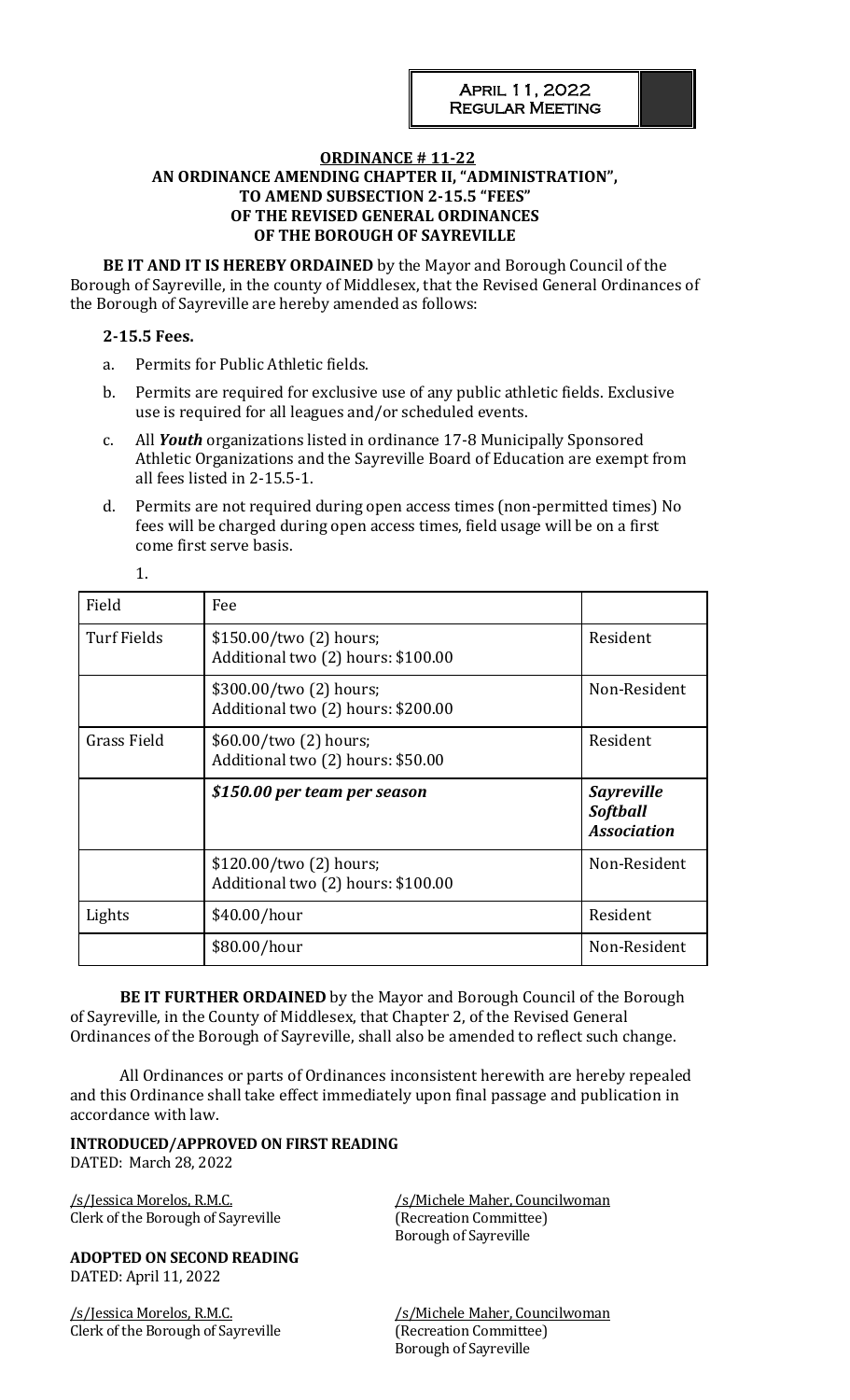April 11, 2022
Regular Meeting

**ORDINANCE # 11-22**
**AN ORDINANCE AMENDING CHAPTER II, "ADMINISTRATION", TO AMEND SUBSECTION 2-15.5 "FEES" OF THE REVISED GENERAL ORDINANCES OF THE BOROUGH OF SAYREVILLE**

**BE IT AND IT IS HEREBY ORDAINED** by the Mayor and Borough Council of the Borough of Sayreville, in the county of Middlesex, that the Revised General Ordinances of the Borough of Sayreville are hereby amended as follows:

**2-15.5 Fees.**

a. Permits for Public Athletic fields.

b. Permits are required for exclusive use of any public athletic fields. Exclusive use is required for all leagues and/or scheduled events.

c. All ***Youth*** organizations listed in ordinance 17-8 Municipally Sponsored Athletic Organizations and the Sayreville Board of Education are exempt from all fees listed in 2-15.5-1.

d. Permits are not required during open access times (non-permitted times) No fees will be charged during open access times, field usage will be on a first come first serve basis.

1.

| Field | Fee | |
|---|---|---|
| Turf Fields | $150.00/two (2) hours; Additional two (2) hours: $100.00 | Resident |
| | $300.00/two (2) hours; Additional two (2) hours: $200.00 | Non-Resident |
| Grass Field | $60.00/two (2) hours; Additional two (2) hours: $50.00 | Resident |
| | ***$150.00 per team per season*** | ***Sayreville Softball Association*** |
| | $120.00/two (2) hours; Additional two (2) hours: $100.00 | Non-Resident |
| Lights | $40.00/hour | Resident |
| | $80.00/hour | Non-Resident |

**BE IT FURTHER ORDAINED** by the Mayor and Borough Council of the Borough of Sayreville, in the County of Middlesex, that Chapter 2, of the Revised General Ordinances of the Borough of Sayreville, shall also be amended to reflect such change.

All Ordinances or parts of Ordinances inconsistent herewith are hereby repealed and this Ordinance shall take effect immediately upon final passage and publication in accordance with law.

**INTRODUCED/APPROVED ON FIRST READING**
DATED: March 28, 2022

/s/Jessica Morelos, R.M.C.
Clerk of the Borough of Sayreville

/s/Michele Maher, Councilwoman
(Recreation Committee)
Borough of Sayreville

**ADOPTED ON SECOND READING**
DATED: April 11, 2022

/s/Jessica Morelos, R.M.C.
Clerk of the Borough of Sayreville

/s/Michele Maher, Councilwoman
(Recreation Committee)
Borough of Sayreville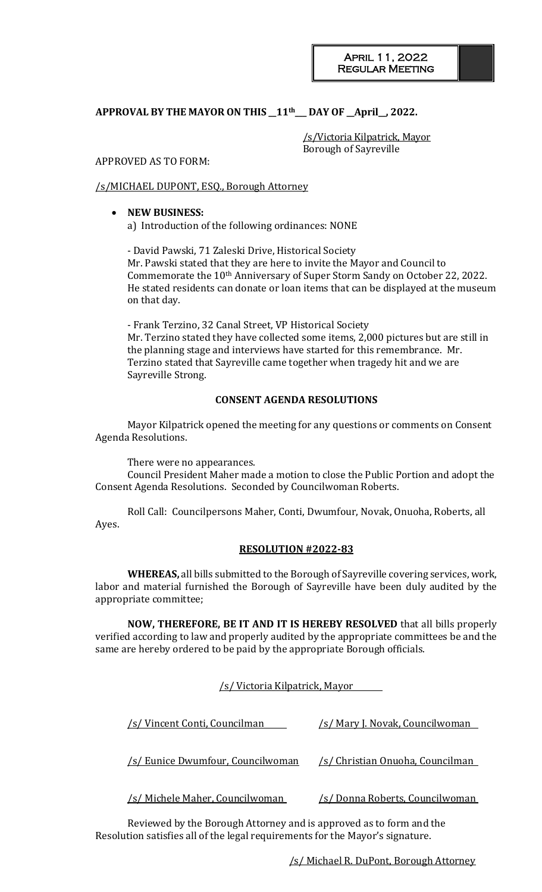**APPROVAL BY THE MAYOR ON THIS \_\_11th\_\_\_ DAY OF \_\_April\_\_, 2022.**

/s/Victoria Kilpatrick, Mayor
Borough of Sayreville

APPROVED AS TO FORM:

/s/MICHAEL DUPONT, ESQ., Borough Attorney

- **NEW BUSINESS:**
  a) Introduction of the following ordinances: NONE

  - David Pawski, 71 Zaleski Drive, Historical Society
  Mr. Pawski stated that they are here to invite the Mayor and Council to Commemorate the 10th Anniversary of Super Storm Sandy on October 22, 2022. He stated residents can donate or loan items that can be displayed at the museum on that day.

  - Frank Terzino, 32 Canal Street, VP Historical Society
  Mr. Terzino stated they have collected some items, 2,000 pictures but are still in the planning stage and interviews have started for this remembrance. Mr. Terzino stated that Sayreville came together when tragedy hit and we are Sayreville Strong.

**CONSENT AGENDA RESOLUTIONS**

Mayor Kilpatrick opened the meeting for any questions or comments on Consent Agenda Resolutions.

There were no appearances.

Council President Maher made a motion to close the Public Portion and adopt the Consent Agenda Resolutions. Seconded by Councilwoman Roberts.

Roll Call: Councilpersons Maher, Conti, Dwumfour, Novak, Onuoha, Roberts, all Ayes.

**RESOLUTION #2022-83**

**WHEREAS,** all bills submitted to the Borough of Sayreville covering services, work, labor and material furnished the Borough of Sayreville have been duly audited by the appropriate committee;

**NOW, THEREFORE, BE IT AND IT IS HEREBY RESOLVED** that all bills properly verified according to law and properly audited by the appropriate committees be and the same are hereby ordered to be paid by the appropriate Borough officials.

/s/ Victoria Kilpatrick, Mayor

/s/ Vincent Conti, Councilman
/s/ Mary J. Novak, Councilwoman

/s/ Eunice Dwumfour, Councilwoman
/s/ Christian Onuoha, Councilman

/s/ Michele Maher, Councilwoman
/s/ Donna Roberts, Councilwoman

Reviewed by the Borough Attorney and is approved as to form and the Resolution satisfies all of the legal requirements for the Mayor's signature.

/s/ Michael R. DuPont, Borough Attorney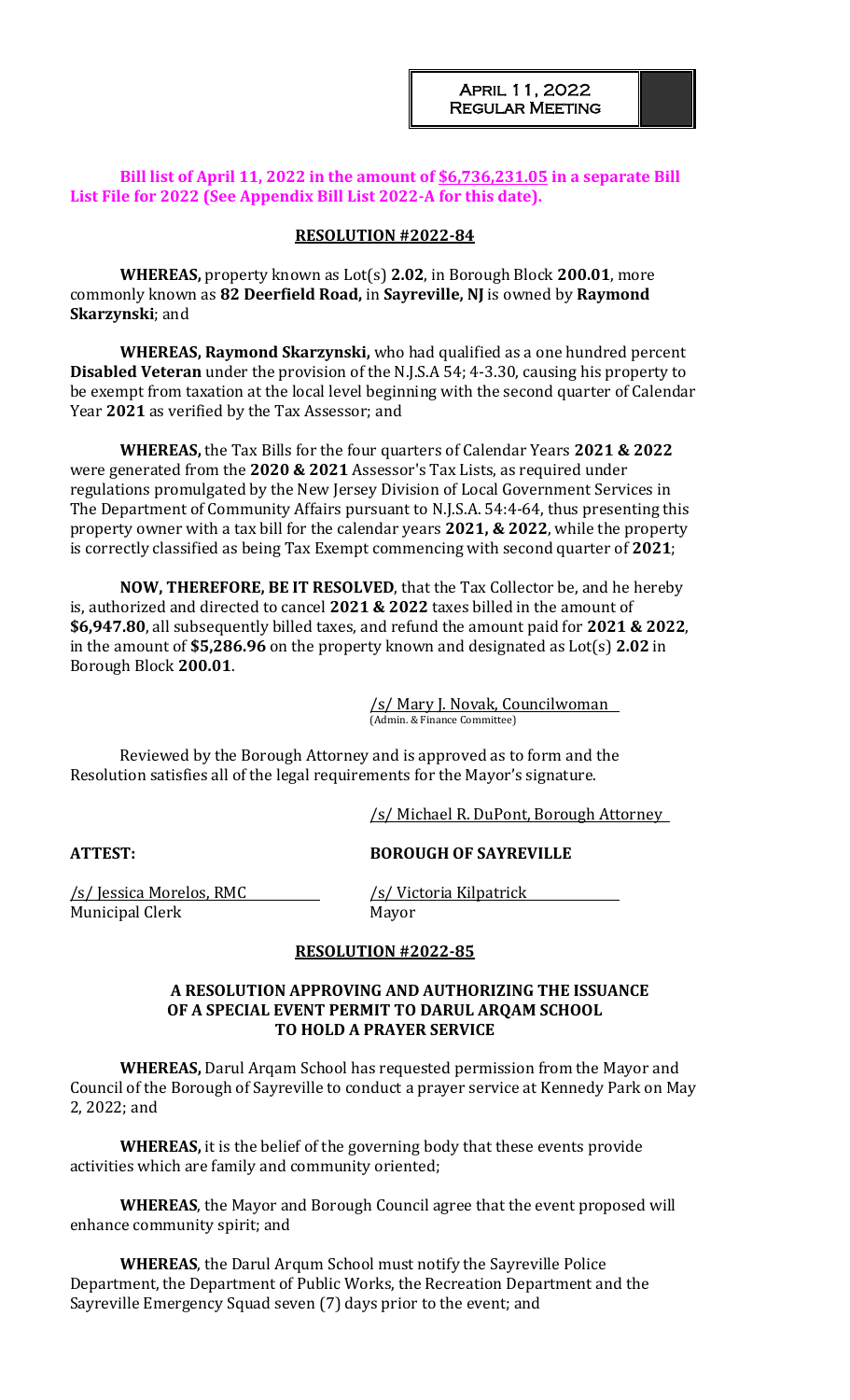**Bill list of April 11, 2022 in the amount of <u>$6,736,231.05</u> in a separate Bill List File for 2022 (See Appendix Bill List 2022-A for this date).**

**<u>RESOLUTION #2022-84</u>**

**WHEREAS,** property known as Lot(s) **2.02**, in Borough Block **200.01**, more commonly known as **82 Deerfield Road,** in **Sayreville, NJ** is owned by **Raymond Skarzynski**; and

**WHEREAS, Raymond Skarzynski,** who had qualified as a one hundred percent **Disabled Veteran** under the provision of the N.J.S.A 54; 4-3.30, causing his property to be exempt from taxation at the local level beginning with the second quarter of Calendar Year **2021** as verified by the Tax Assessor; and

**WHEREAS,** the Tax Bills for the four quarters of Calendar Years **2021 & 2022** were generated from the **2020 & 2021** Assessor's Tax Lists, as required under regulations promulgated by the New Jersey Division of Local Government Services in The Department of Community Affairs pursuant to N.J.S.A. 54:4-64, thus presenting this property owner with a tax bill for the calendar years **2021, & 2022**, while the property is correctly classified as being Tax Exempt commencing with second quarter of **2021**;

**NOW, THEREFORE, BE IT RESOLVED**, that the Tax Collector be, and he hereby is, authorized and directed to cancel **2021 & 2022** taxes billed in the amount of **$6,947.80**, all subsequently billed taxes, and refund the amount paid for **2021 & 2022**, in the amount of **$5,286.96** on the property known and designated as Lot(s) **2.02** in Borough Block **200.01**.

<u>/s/ Mary J. Novak, Councilwoman</u>
(Admin. & Finance Committee)

Reviewed by the Borough Attorney and is approved as to form and the Resolution satisfies all of the legal requirements for the Mayor's signature.

<u>/s/ Michael R. DuPont, Borough Attorney</u>

**ATTEST:** **BOROUGH OF SAYREVILLE**

<u>/s/ Jessica Morelos, RMC</u>
Municipal Clerk

<u>/s/ Victoria Kilpatrick</u>
Mayor

**<u>RESOLUTION #2022-85</u>**

**A RESOLUTION APPROVING AND AUTHORIZING THE ISSUANCE OF A SPECIAL EVENT PERMIT TO DARUL ARQAM SCHOOL TO HOLD A PRAYER SERVICE**

**WHEREAS,** Darul Arqam School has requested permission from the Mayor and Council of the Borough of Sayreville to conduct a prayer service at Kennedy Park on May 2, 2022; and

**WHEREAS,** it is the belief of the governing body that these events provide activities which are family and community oriented;

**WHEREAS**, the Mayor and Borough Council agree that the event proposed will enhance community spirit; and

**WHEREAS**, the Darul Arqum School must notify the Sayreville Police Department, the Department of Public Works, the Recreation Department and the Sayreville Emergency Squad seven (7) days prior to the event; and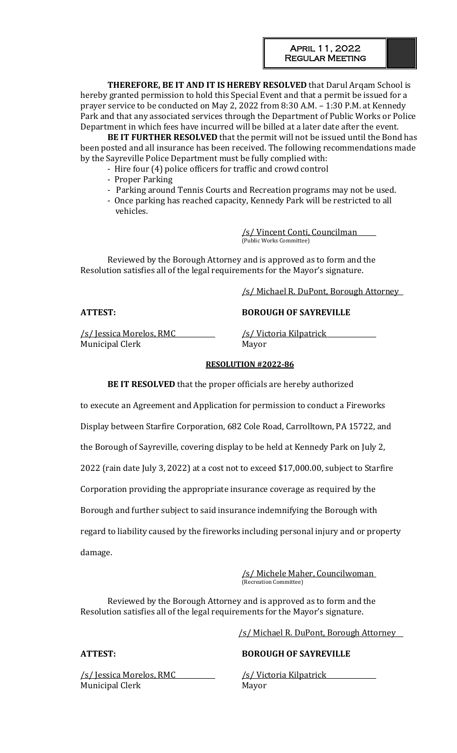**THEREFORE, BE IT AND IT IS HEREBY RESOLVED** that Darul Arqam School is hereby granted permission to hold this Special Event and that a permit be issued for a prayer service to be conducted on May 2, 2022 from 8:30 A.M. – 1:30 P.M. at Kennedy Park and that any associated services through the Department of Public Works or Police Department in which fees have incurred will be billed at a later date after the event.

**BE IT FURTHER RESOLVED** that the permit will not be issued until the Bond has been posted and all insurance has been received. The following recommendations made by the Sayreville Police Department must be fully complied with:

- Hire four (4) police officers for traffic and crowd control
- Proper Parking
- Parking around Tennis Courts and Recreation programs may not be used.
- Once parking has reached capacity, Kennedy Park will be restricted to all vehicles.

/s/ Vincent Conti, Councilman
(Public Works Committee)

Reviewed by the Borough Attorney and is approved as to form and the Resolution satisfies all of the legal requirements for the Mayor's signature.

/s/ Michael R. DuPont, Borough Attorney

**ATTEST:** **BOROUGH OF SAYREVILLE**

/s/ Jessica Morelos, RMC
Municipal Clerk

/s/ Victoria Kilpatrick
Mayor

**RESOLUTION #2022-86**

**BE IT RESOLVED** that the proper officials are hereby authorized to execute an Agreement and Application for permission to conduct a Fireworks Display between Starfire Corporation, 682 Cole Road, Carrolltown, PA 15722, and the Borough of Sayreville, covering display to be held at Kennedy Park on July 2, 2022 (rain date July 3, 2022) at a cost not to exceed $17,000.00, subject to Starfire Corporation providing the appropriate insurance coverage as required by the Borough and further subject to said insurance indemnifying the Borough with regard to liability caused by the fireworks including personal injury and or property damage.

/s/ Michele Maher, Councilwoman
(Recreation Committee)

Reviewed by the Borough Attorney and is approved as to form and the Resolution satisfies all of the legal requirements for the Mayor's signature.

/s/ Michael R. DuPont, Borough Attorney

**ATTEST:** **BOROUGH OF SAYREVILLE**

/s/ Jessica Morelos, RMC
Municipal Clerk

/s/ Victoria Kilpatrick
Mayor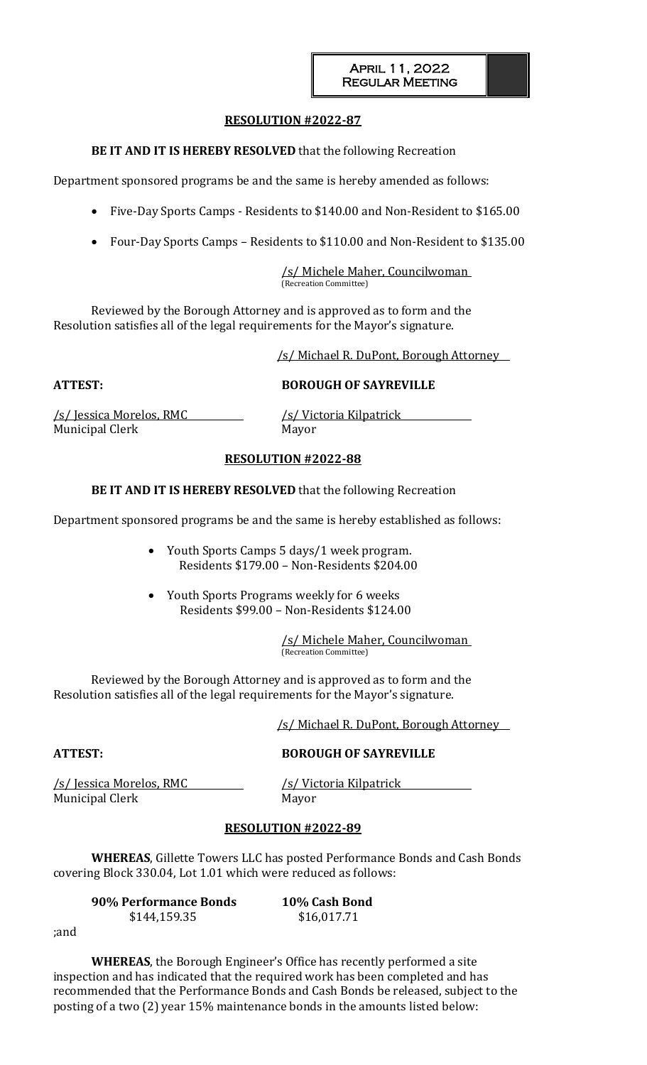**RESOLUTION #2022-87**

**BE IT AND IT IS HEREBY RESOLVED** that the following Recreation Department sponsored programs be and the same is hereby amended as follows:

- Five-Day Sports Camps - Residents to $140.00 and Non-Resident to $165.00
- Four-Day Sports Camps – Residents to $110.00 and Non-Resident to $135.00

/s/ Michele Maher, Councilwoman
(Recreation Committee)

Reviewed by the Borough Attorney and is approved as to form and the Resolution satisfies all of the legal requirements for the Mayor's signature.

/s/ Michael R. DuPont, Borough Attorney

**ATTEST:** **BOROUGH OF SAYREVILLE**

/s/ Jessica Morelos, RMC
Municipal Clerk

/s/ Victoria Kilpatrick
Mayor

**RESOLUTION #2022-88**

**BE IT AND IT IS HEREBY RESOLVED** that the following Recreation Department sponsored programs be and the same is hereby established as follows:

- Youth Sports Camps 5 days/1 week program.
  Residents $179.00 – Non-Residents $204.00
- Youth Sports Programs weekly for 6 weeks
  Residents $99.00 – Non-Residents $124.00

/s/ Michele Maher, Councilwoman
(Recreation Committee)

Reviewed by the Borough Attorney and is approved as to form and the Resolution satisfies all of the legal requirements for the Mayor's signature.

/s/ Michael R. DuPont, Borough Attorney

**ATTEST:** **BOROUGH OF SAYREVILLE**

/s/ Jessica Morelos, RMC
Municipal Clerk

/s/ Victoria Kilpatrick
Mayor

**RESOLUTION #2022-89**

**WHEREAS**, Gillette Towers LLC has posted Performance Bonds and Cash Bonds covering Block 330.04, Lot 1.01 which were reduced as follows:

| **90% Performance Bonds** | **10% Cash Bond** |
|---|---|
| $144,159.35 | $16,017.71 |

;and

**WHEREAS**, the Borough Engineer's Office has recently performed a site inspection and has indicated that the required work has been completed and has recommended that the Performance Bonds and Cash Bonds be released, subject to the posting of a two (2) year 15% maintenance bonds in the amounts listed below: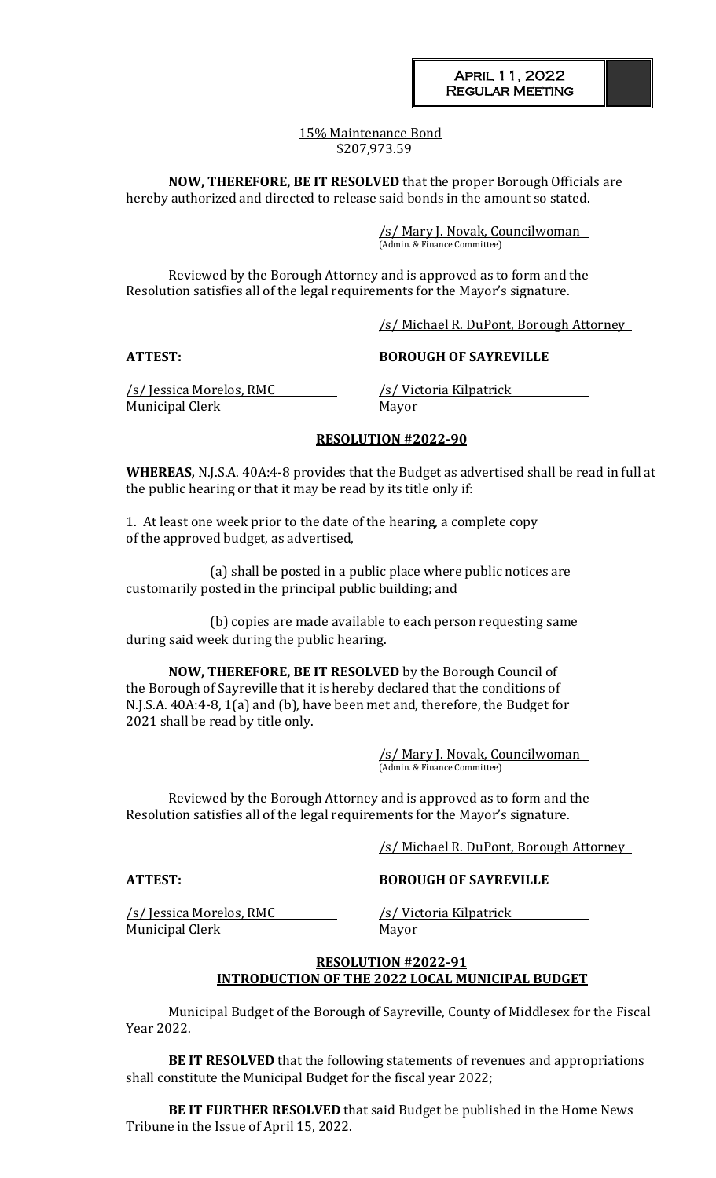15% Maintenance Bond
$207,973.59

**NOW, THEREFORE, BE IT RESOLVED** that the proper Borough Officials are hereby authorized and directed to release said bonds in the amount so stated.

/s/ Mary J. Novak, Councilwoman
(Admin. & Finance Committee)

Reviewed by the Borough Attorney and is approved as to form and the Resolution satisfies all of the legal requirements for the Mayor's signature.

/s/ Michael R. DuPont, Borough Attorney

**ATTEST:** **BOROUGH OF SAYREVILLE**

/s/ Jessica Morelos, RMC
Municipal Clerk

/s/ Victoria Kilpatrick
Mayor

**RESOLUTION #2022-90**

**WHEREAS,** N.J.S.A. 40A:4-8 provides that the Budget as advertised shall be read in full at the public hearing or that it may be read by its title only if:

1. At least one week prior to the date of the hearing, a complete copy of the approved budget, as advertised,

(a) shall be posted in a public place where public notices are customarily posted in the principal public building; and

(b) copies are made available to each person requesting same during said week during the public hearing.

**NOW, THEREFORE, BE IT RESOLVED** by the Borough Council of the Borough of Sayreville that it is hereby declared that the conditions of N.J.S.A. 40A:4-8, 1(a) and (b), have been met and, therefore, the Budget for 2021 shall be read by title only.

/s/ Mary J. Novak, Councilwoman
(Admin. & Finance Committee)

Reviewed by the Borough Attorney and is approved as to form and the Resolution satisfies all of the legal requirements for the Mayor's signature.

/s/ Michael R. DuPont, Borough Attorney

**ATTEST:** **BOROUGH OF SAYREVILLE**

/s/ Jessica Morelos, RMC
Municipal Clerk

/s/ Victoria Kilpatrick
Mayor

**RESOLUTION #2022-91**
**INTRODUCTION OF THE 2022 LOCAL MUNICIPAL BUDGET**

Municipal Budget of the Borough of Sayreville, County of Middlesex for the Fiscal Year 2022.

**BE IT RESOLVED** that the following statements of revenues and appropriations shall constitute the Municipal Budget for the fiscal year 2022;

**BE IT FURTHER RESOLVED** that said Budget be published in the Home News Tribune in the Issue of April 15, 2022.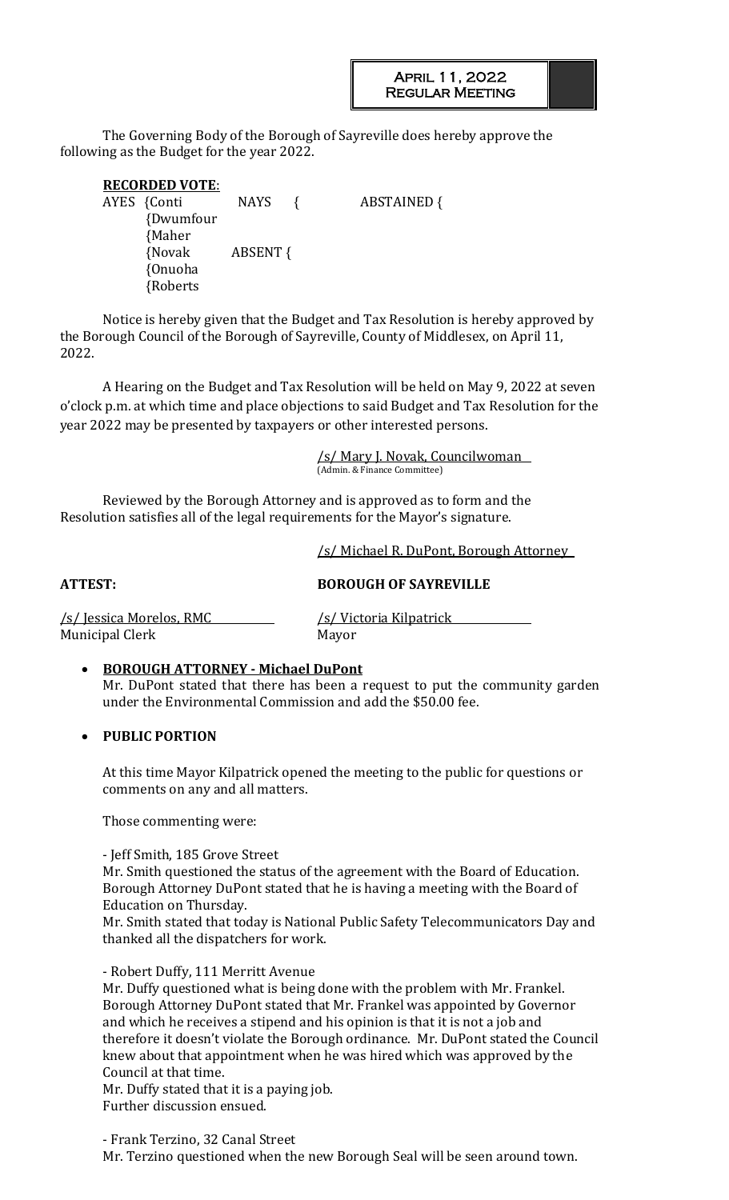The Governing Body of the Borough of Sayreville does hereby approve the following as the Budget for the year 2022.

**RECORDED VOTE:**

| AYES | NAYS | ABSTAINED |
|---|---|---|
| {Conti | { | { |
| {Dwumfour | | |
| {Maher | | |
| {Novak | ABSENT { | |
| {Onuoha | | |
| {Roberts | | |

Notice is hereby given that the Budget and Tax Resolution is hereby approved by the Borough Council of the Borough of Sayreville, County of Middlesex, on April 11, 2022.

A Hearing on the Budget and Tax Resolution will be held on May 9, 2022 at seven o'clock p.m. at which time and place objections to said Budget and Tax Resolution for the year 2022 may be presented by taxpayers or other interested persons.

/s/ Mary J. Novak, Councilwoman
(Admin. & Finance Committee)

Reviewed by the Borough Attorney and is approved as to form and the Resolution satisfies all of the legal requirements for the Mayor's signature.

/s/ Michael R. DuPont, Borough Attorney

**ATTEST:** **BOROUGH OF SAYREVILLE**

/s/ Jessica Morelos, RMC
Municipal Clerk

/s/ Victoria Kilpatrick
Mayor

- **BOROUGH ATTORNEY - Michael DuPont**

  Mr. DuPont stated that there has been a request to put the community garden under the Environmental Commission and add the $50.00 fee.

- **PUBLIC PORTION**

  At this time Mayor Kilpatrick opened the meeting to the public for questions or comments on any and all matters.

  Those commenting were:

  \- Jeff Smith, 185 Grove Street
  Mr. Smith questioned the status of the agreement with the Board of Education. Borough Attorney DuPont stated that he is having a meeting with the Board of Education on Thursday.
  Mr. Smith stated that today is National Public Safety Telecommunicators Day and thanked all the dispatchers for work.

  \- Robert Duffy, 111 Merritt Avenue
  Mr. Duffy questioned what is being done with the problem with Mr. Frankel. Borough Attorney DuPont stated that Mr. Frankel was appointed by Governor and which he receives a stipend and his opinion is that it is not a job and therefore it doesn't violate the Borough ordinance. Mr. DuPont stated the Council knew about that appointment when he was hired which was approved by the Council at that time.
  Mr. Duffy stated that it is a paying job.
  Further discussion ensued.

  \- Frank Terzino, 32 Canal Street
  Mr. Terzino questioned when the new Borough Seal will be seen around town.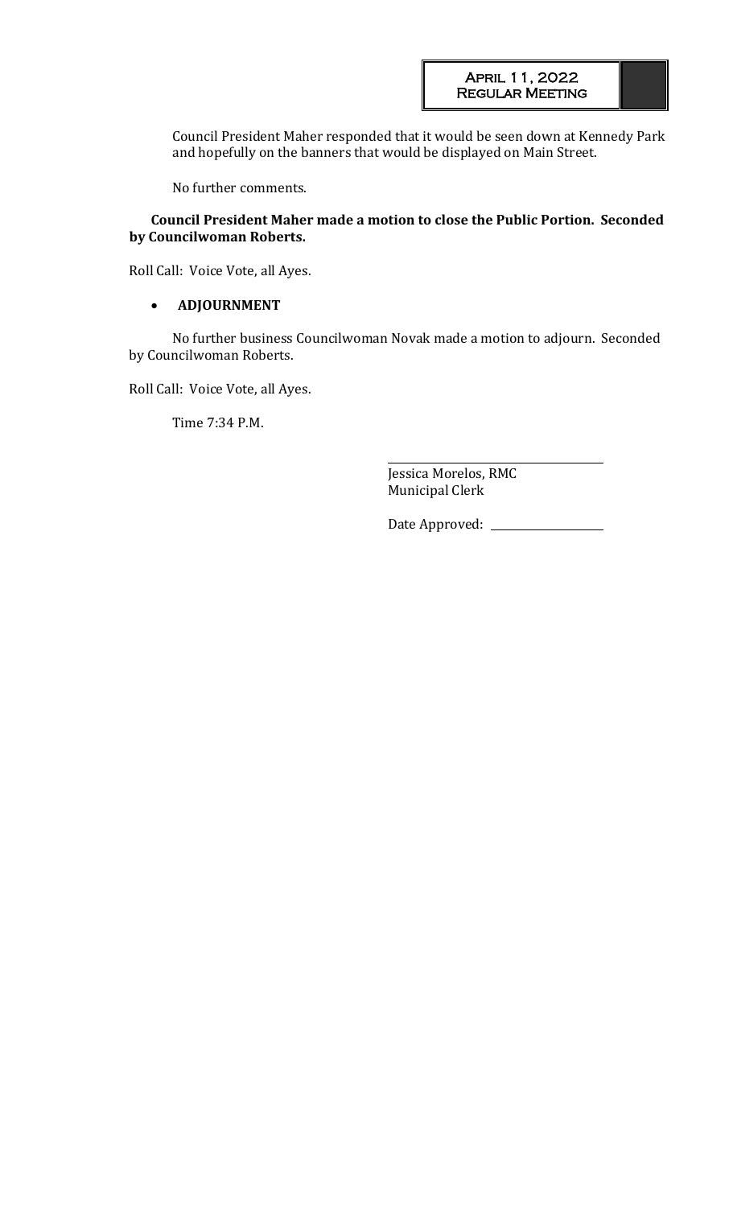Council President Maher responded that it would be seen down at Kennedy Park and hopefully on the banners that would be displayed on Main Street.

No further comments.

**Council President Maher made a motion to close the Public Portion. Seconded by Councilwoman Roberts.**

Roll Call: Voice Vote, all Ayes.

- **ADJOURNMENT**

No further business Councilwoman Novak made a motion to adjourn. Seconded by Councilwoman Roberts.

Roll Call: Voice Vote, all Ayes.

Time 7:34 P.M.

Jessica Morelos, RMC
Municipal Clerk

Date Approved: ___________________